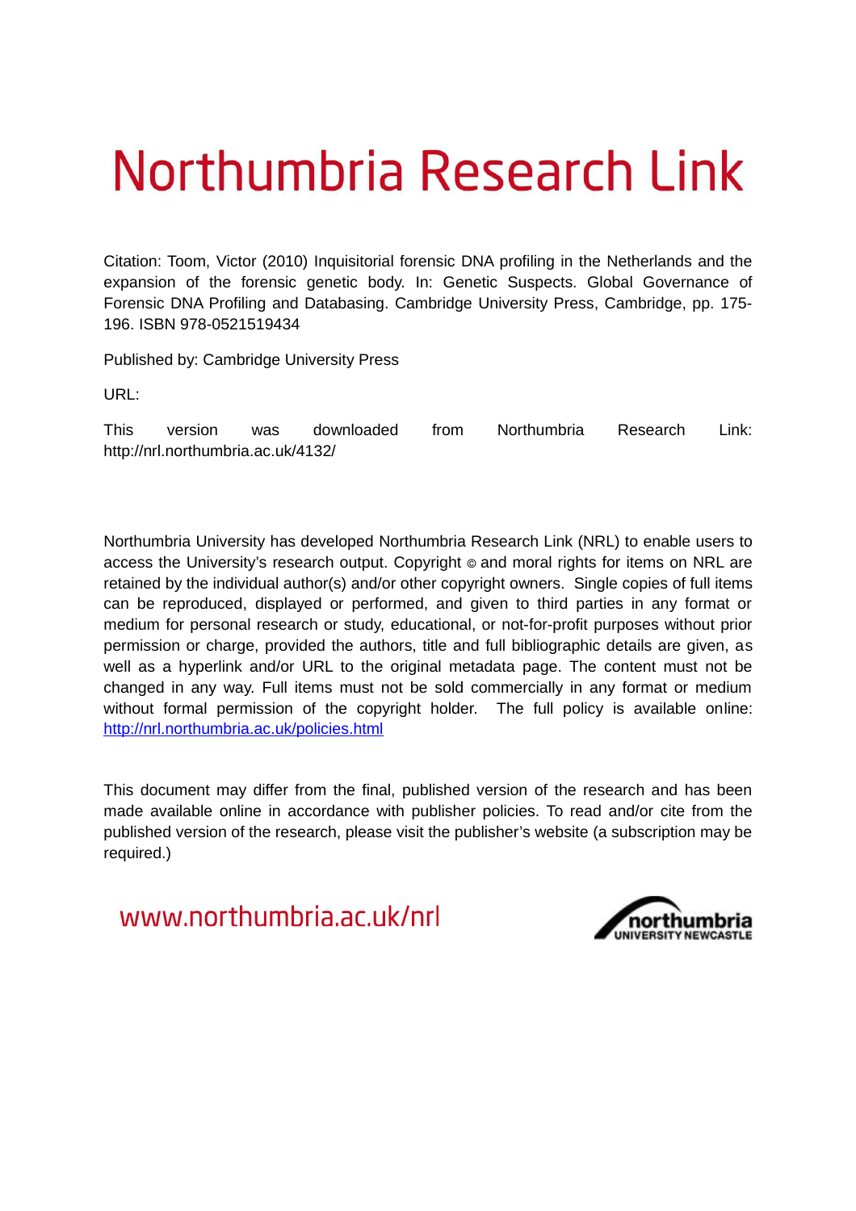# Northumbria Research Link

Citation: Toom, Victor (2010) Inquisitorial forensic DNA profiling in the Netherlands and the expansion of the forensic genetic body. In: Genetic Suspects. Global Governance of Forensic DNA Profiling and Databasing. Cambridge University Press, Cambridge, pp. 175-196. ISBN 978-0521519434

Published by: Cambridge University Press

URL:

This version was downloaded from Northumbria Research Link: http://nrl.northumbria.ac.uk/4132/

Northumbria University has developed Northumbria Research Link (NRL) to enable users to access the University's research output. Copyright © and moral rights for items on NRL are retained by the individual author(s) and/or other copyright owners. Single copies of full items can be reproduced, displayed or performed, and given to third parties in any format or medium for personal research or study, educational, or not-for-profit purposes without prior permission or charge, provided the authors, title and full bibliographic details are given, as well as a hyperlink and/or URL to the original metadata page. The content must not be changed in any way. Full items must not be sold commercially in any format or medium without formal permission of the copyright holder. The full policy is available online: http://nrl.northumbria.ac.uk/policies.html

This document may differ from the final, published version of the research and has been made available online in accordance with publisher policies. To read and/or cite from the published version of the research, please visit the publisher's website (a subscription may be required.)

www.northumbria.ac.uk/nrl

northumbria UNIVERSITY NEWCASTLE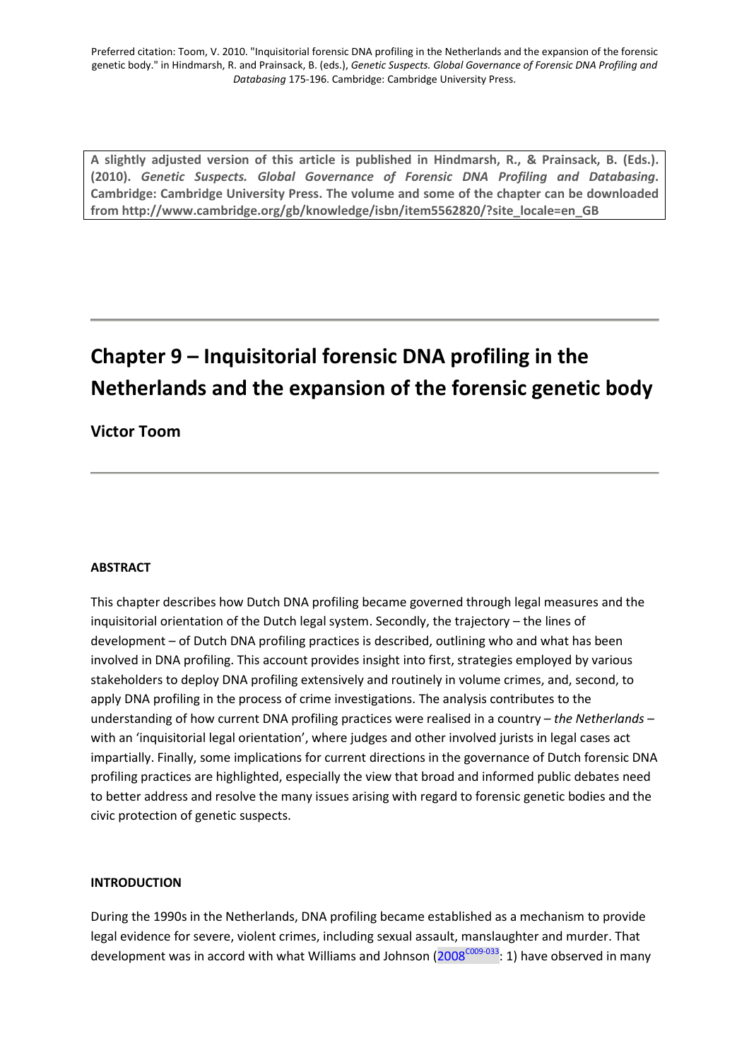Preferred citation: Toom, V. 2010. "Inquisitorial forensic DNA profiling in the Netherlands and the expansion of the forensic genetic body." in Hindmarsh, R. and Prainsack, B. (eds.), *Genetic Suspects. Global Governance of Forensic DNA Profiling and Databasing* 175-196. Cambridge: Cambridge University Press.

**A slightly adjusted version of this article is published in Hindmarsh, R., & Prainsack, B. (Eds.). (2010). *Genetic Suspects. Global Governance of Forensic DNA Profiling and Databasing*. Cambridge: Cambridge University Press. The volume and some of the chapter can be downloaded from http://www.cambridge.org/gb/knowledge/isbn/item5562820/?site_locale=en_GB**

# Chapter 9 – Inquisitorial forensic DNA profiling in the Netherlands and the expansion of the forensic genetic body

## Victor Toom

#### ABSTRACT

This chapter describes how Dutch DNA profiling became governed through legal measures and the inquisitorial orientation of the Dutch legal system. Secondly, the trajectory – the lines of development – of Dutch DNA profiling practices is described, outlining who and what has been involved in DNA profiling. This account provides insight into first, strategies employed by various stakeholders to deploy DNA profiling extensively and routinely in volume crimes, and, second, to apply DNA profiling in the process of crime investigations. The analysis contributes to the understanding of how current DNA profiling practices were realised in a country – *the Netherlands* – with an 'inquisitorial legal orientation', where judges and other involved jurists in legal cases act impartially. Finally, some implications for current directions in the governance of Dutch forensic DNA profiling practices are highlighted, especially the view that broad and informed public debates need to better address and resolve the many issues arising with regard to forensic genetic bodies and the civic protection of genetic suspects.

#### INTRODUCTION

During the 1990s in the Netherlands, DNA profiling became established as a mechanism to provide legal evidence for severe, violent crimes, including sexual assault, manslaughter and murder. That development was in accord with what Williams and Johnson (2008[C009-033]: 1) have observed in many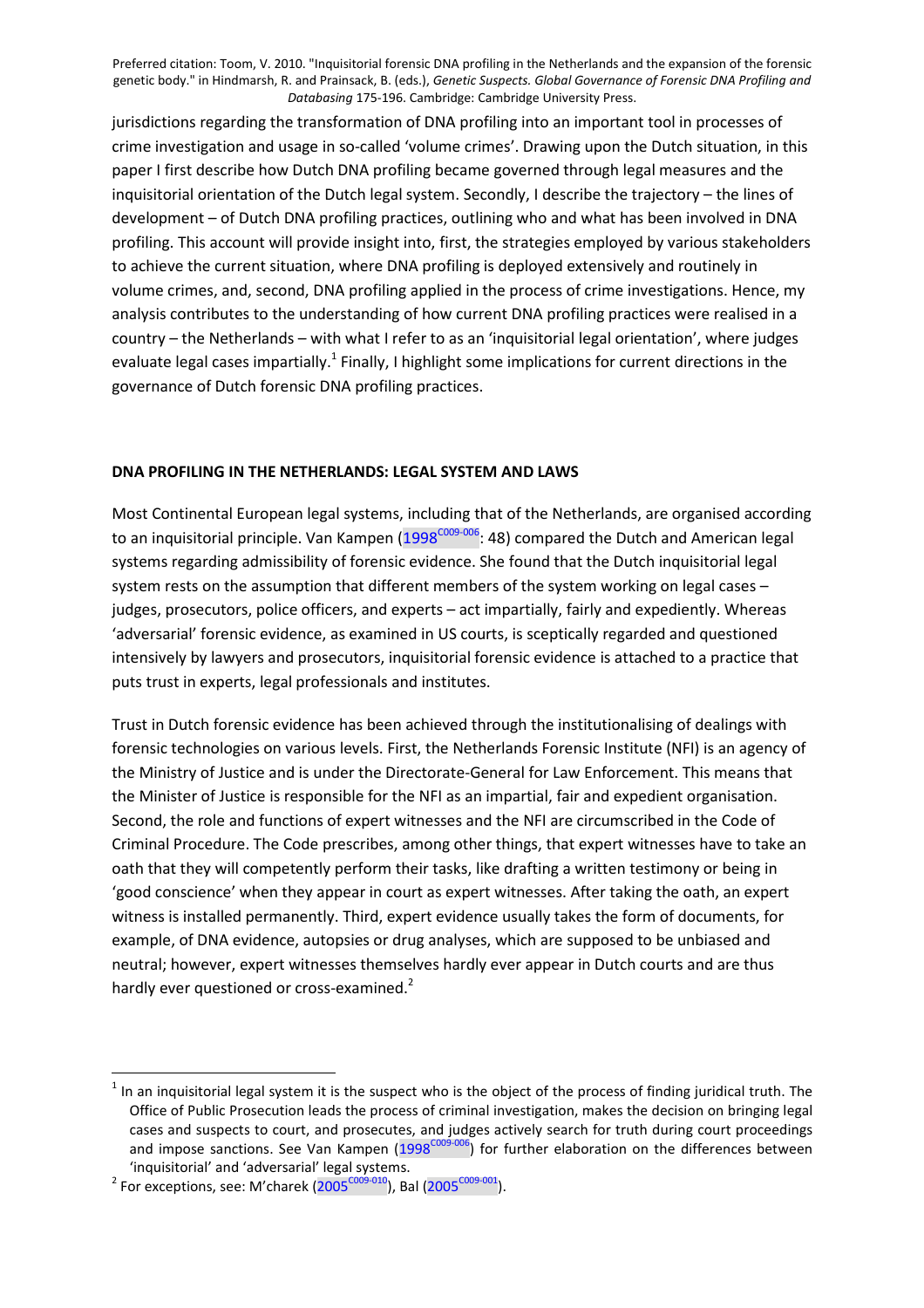jurisdictions regarding the transformation of DNA profiling into an important tool in processes of crime investigation and usage in so-called 'volume crimes'. Drawing upon the Dutch situation, in this paper I first describe how Dutch DNA profiling became governed through legal measures and the inquisitorial orientation of the Dutch legal system. Secondly, I describe the trajectory – the lines of development – of Dutch DNA profiling practices, outlining who and what has been involved in DNA profiling. This account will provide insight into, first, the strategies employed by various stakeholders to achieve the current situation, where DNA profiling is deployed extensively and routinely in volume crimes, and, second, DNA profiling applied in the process of crime investigations. Hence, my analysis contributes to the understanding of how current DNA profiling practices were realised in a country – the Netherlands – with what I refer to as an 'inquisitorial legal orientation', where judges evaluate legal cases impartially.[1] Finally, I highlight some implications for current directions in the governance of Dutch forensic DNA profiling practices.

## DNA PROFILING IN THE NETHERLANDS: LEGAL SYSTEM AND LAWS

Most Continental European legal systems, including that of the Netherlands, are organised according to an inquisitorial principle. Van Kampen (1998[C009-006]: 48) compared the Dutch and American legal systems regarding admissibility of forensic evidence. She found that the Dutch inquisitorial legal system rests on the assumption that different members of the system working on legal cases – judges, prosecutors, police officers, and experts – act impartially, fairly and expediently. Whereas 'adversarial' forensic evidence, as examined in US courts, is sceptically regarded and questioned intensively by lawyers and prosecutors, inquisitorial forensic evidence is attached to a practice that puts trust in experts, legal professionals and institutes.

Trust in Dutch forensic evidence has been achieved through the institutionalising of dealings with forensic technologies on various levels. First, the Netherlands Forensic Institute (NFI) is an agency of the Ministry of Justice and is under the Directorate-General for Law Enforcement. This means that the Minister of Justice is responsible for the NFI as an impartial, fair and expedient organisation. Second, the role and functions of expert witnesses and the NFI are circumscribed in the Code of Criminal Procedure. The Code prescribes, among other things, that expert witnesses have to take an oath that they will competently perform their tasks, like drafting a written testimony or being in 'good conscience' when they appear in court as expert witnesses. After taking the oath, an expert witness is installed permanently. Third, expert evidence usually takes the form of documents, for example, of DNA evidence, autopsies or drug analyses, which are supposed to be unbiased and neutral; however, expert witnesses themselves hardly ever appear in Dutch courts and are thus hardly ever questioned or cross-examined.[2]

---

[1] In an inquisitorial legal system it is the suspect who is the object of the process of finding juridical truth. The Office of Public Prosecution leads the process of criminal investigation, makes the decision on bringing legal cases and suspects to court, and prosecutes, and judges actively search for truth during court proceedings and impose sanctions. See Van Kampen (1998[C009-006]) for further elaboration on the differences between 'inquisitorial' and 'adversarial' legal systems.

[2] For exceptions, see: M'charek (2005[C009-010]), Bal (2005[C009-001]).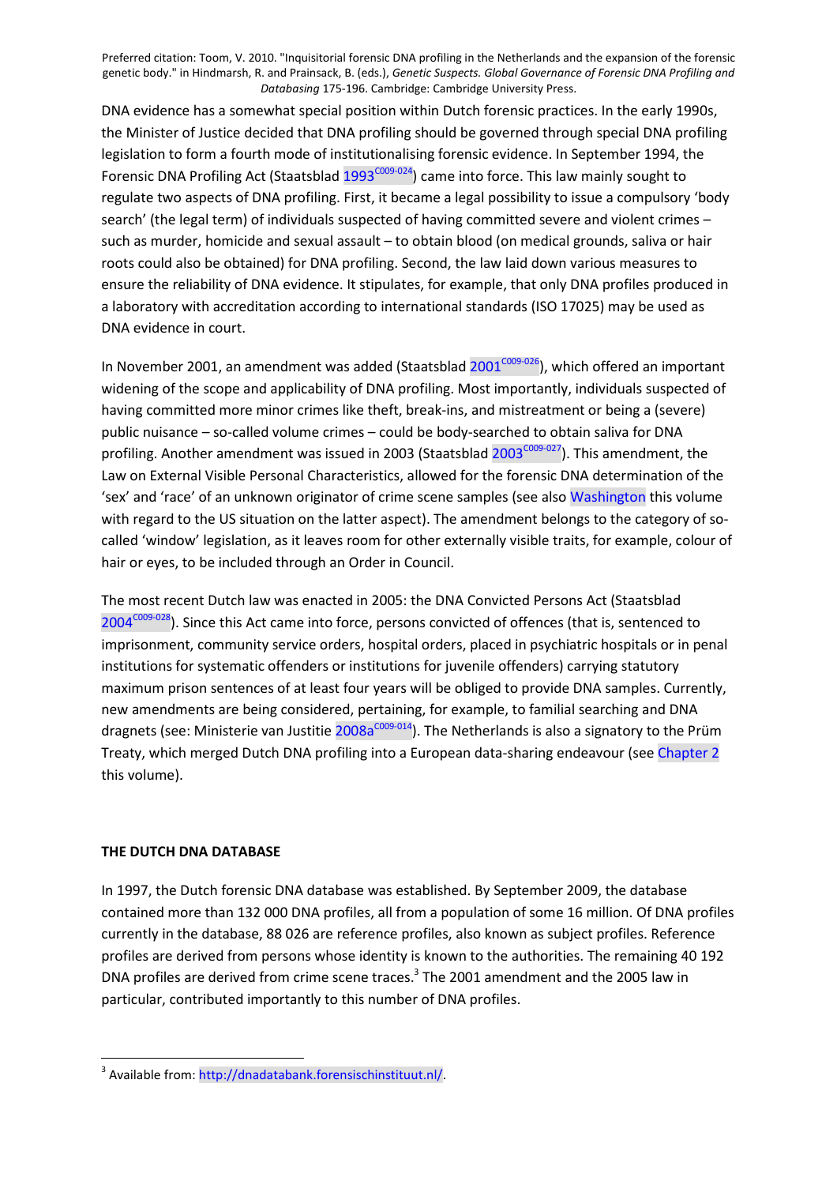DNA evidence has a somewhat special position within Dutch forensic practices. In the early 1990s, the Minister of Justice decided that DNA profiling should be governed through special DNA profiling legislation to form a fourth mode of institutionalising forensic evidence. In September 1994, the Forensic DNA Profiling Act (Staatsblad 1993[C009-024]) came into force. This law mainly sought to regulate two aspects of DNA profiling. First, it became a legal possibility to issue a compulsory 'body search' (the legal term) of individuals suspected of having committed severe and violent crimes – such as murder, homicide and sexual assault – to obtain blood (on medical grounds, saliva or hair roots could also be obtained) for DNA profiling. Second, the law laid down various measures to ensure the reliability of DNA evidence. It stipulates, for example, that only DNA profiles produced in a laboratory with accreditation according to international standards (ISO 17025) may be used as DNA evidence in court.

In November 2001, an amendment was added (Staatsblad 2001[C009-026]), which offered an important widening of the scope and applicability of DNA profiling. Most importantly, individuals suspected of having committed more minor crimes like theft, break-ins, and mistreatment or being a (severe) public nuisance – so-called volume crimes – could be body-searched to obtain saliva for DNA profiling. Another amendment was issued in 2003 (Staatsblad 2003[C009-027]). This amendment, the Law on External Visible Personal Characteristics, allowed for the forensic DNA determination of the 'sex' and 'race' of an unknown originator of crime scene samples (see also Washington this volume with regard to the US situation on the latter aspect). The amendment belongs to the category of so-called 'window' legislation, as it leaves room for other externally visible traits, for example, colour of hair or eyes, to be included through an Order in Council.

The most recent Dutch law was enacted in 2005: the DNA Convicted Persons Act (Staatsblad 2004[C009-028]). Since this Act came into force, persons convicted of offences (that is, sentenced to imprisonment, community service orders, hospital orders, placed in psychiatric hospitals or in penal institutions for systematic offenders or institutions for juvenile offenders) carrying statutory maximum prison sentences of at least four years will be obliged to provide DNA samples. Currently, new amendments are being considered, pertaining, for example, to familial searching and DNA dragnets (see: Ministerie van Justitie 2008a[C009-014]). The Netherlands is also a signatory to the Prüm Treaty, which merged Dutch DNA profiling into a European data-sharing endeavour (see Chapter 2 this volume).

## THE DUTCH DNA DATABASE

In 1997, the Dutch forensic DNA database was established. By September 2009, the database contained more than 132 000 DNA profiles, all from a population of some 16 million. Of DNA profiles currently in the database, 88 026 are reference profiles, also known as subject profiles. Reference profiles are derived from persons whose identity is known to the authorities. The remaining 40 192 DNA profiles are derived from crime scene traces.[3] The 2001 amendment and the 2005 law in particular, contributed importantly to this number of DNA profiles.

[3] Available from: http://dnadatabank.forensischinstituut.nl/.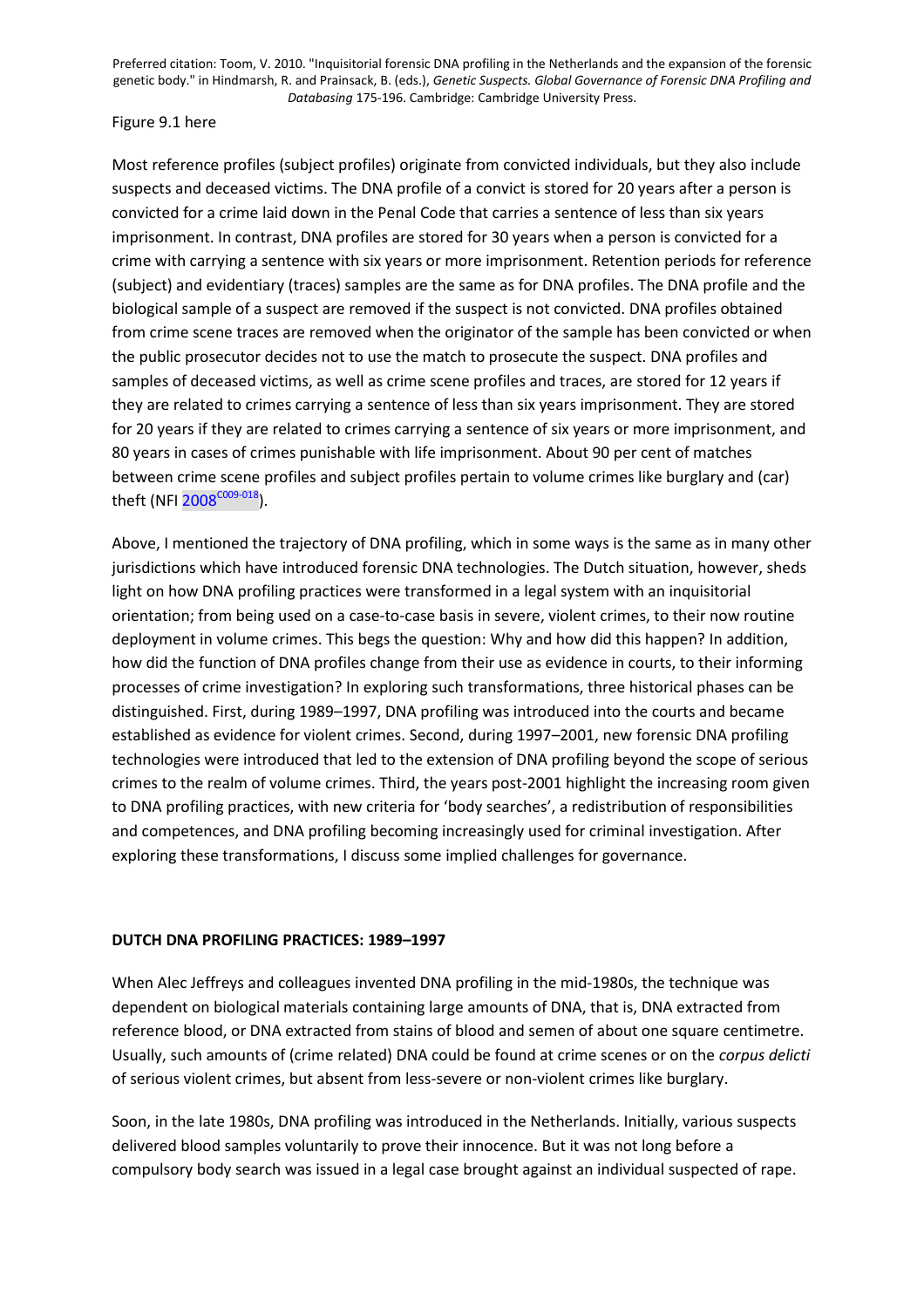Figure 9.1 here

Most reference profiles (subject profiles) originate from convicted individuals, but they also include suspects and deceased victims. The DNA profile of a convict is stored for 20 years after a person is convicted for a crime laid down in the Penal Code that carries a sentence of less than six years imprisonment. In contrast, DNA profiles are stored for 30 years when a person is convicted for a crime with carrying a sentence with six years or more imprisonment. Retention periods for reference (subject) and evidentiary (traces) samples are the same as for DNA profiles. The DNA profile and the biological sample of a suspect are removed if the suspect is not convicted. DNA profiles obtained from crime scene traces are removed when the originator of the sample has been convicted or when the public prosecutor decides not to use the match to prosecute the suspect. DNA profiles and samples of deceased victims, as well as crime scene profiles and traces, are stored for 12 years if they are related to crimes carrying a sentence of less than six years imprisonment. They are stored for 20 years if they are related to crimes carrying a sentence of six years or more imprisonment, and 80 years in cases of crimes punishable with life imprisonment. About 90 per cent of matches between crime scene profiles and subject profiles pertain to volume crimes like burglary and (car) theft (NFI 2008[C009-018]).

Above, I mentioned the trajectory of DNA profiling, which in some ways is the same as in many other jurisdictions which have introduced forensic DNA technologies. The Dutch situation, however, sheds light on how DNA profiling practices were transformed in a legal system with an inquisitorial orientation; from being used on a case-to-case basis in severe, violent crimes, to their now routine deployment in volume crimes. This begs the question: Why and how did this happen? In addition, how did the function of DNA profiles change from their use as evidence in courts, to their informing processes of crime investigation? In exploring such transformations, three historical phases can be distinguished. First, during 1989–1997, DNA profiling was introduced into the courts and became established as evidence for violent crimes. Second, during 1997–2001, new forensic DNA profiling technologies were introduced that led to the extension of DNA profiling beyond the scope of serious crimes to the realm of volume crimes. Third, the years post-2001 highlight the increasing room given to DNA profiling practices, with new criteria for 'body searches', a redistribution of responsibilities and competences, and DNA profiling becoming increasingly used for criminal investigation. After exploring these transformations, I discuss some implied challenges for governance.

## DUTCH DNA PROFILING PRACTICES: 1989–1997

When Alec Jeffreys and colleagues invented DNA profiling in the mid-1980s, the technique was dependent on biological materials containing large amounts of DNA, that is, DNA extracted from reference blood, or DNA extracted from stains of blood and semen of about one square centimetre. Usually, such amounts of (crime related) DNA could be found at crime scenes or on the *corpus delicti* of serious violent crimes, but absent from less-severe or non-violent crimes like burglary.

Soon, in the late 1980s, DNA profiling was introduced in the Netherlands. Initially, various suspects delivered blood samples voluntarily to prove their innocence. But it was not long before a compulsory body search was issued in a legal case brought against an individual suspected of rape.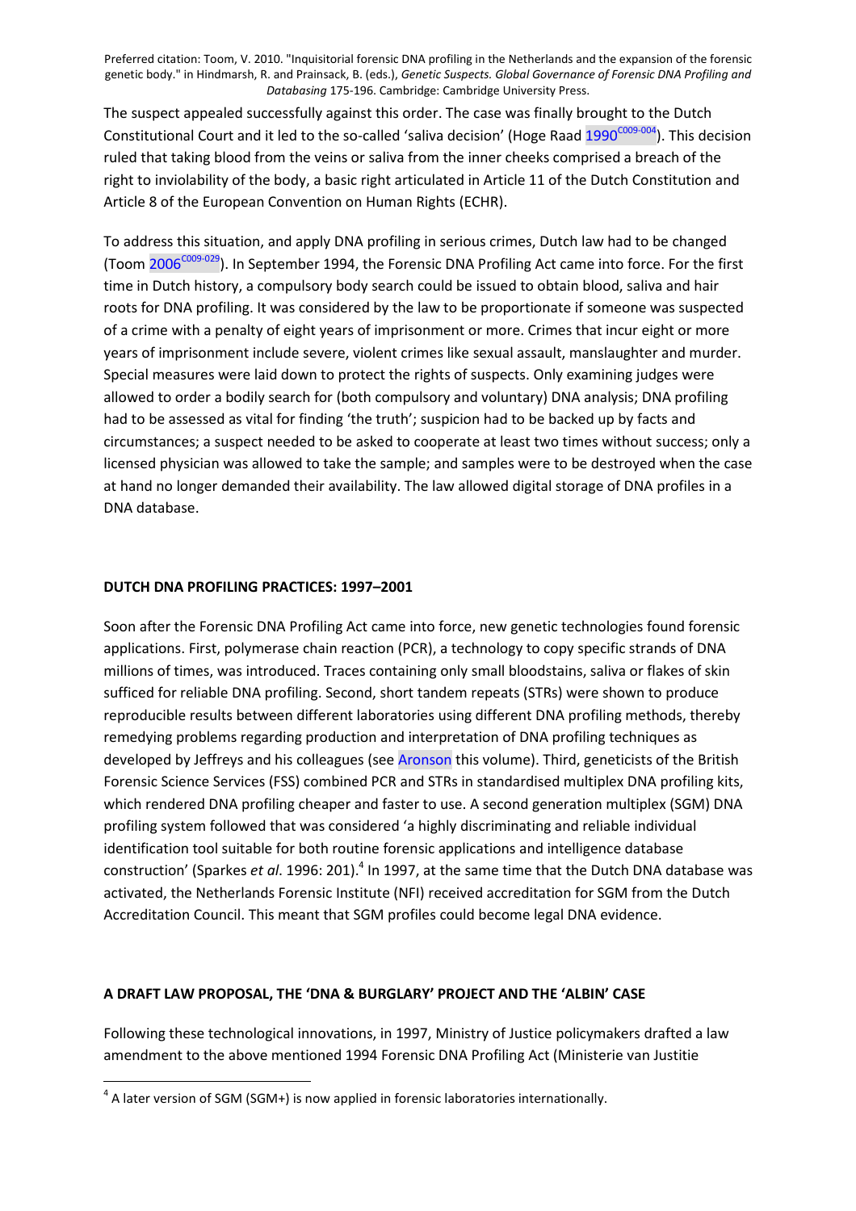The suspect appealed successfully against this order. The case was finally brought to the Dutch Constitutional Court and it led to the so-called 'saliva decision' (Hoge Raad 1990[C009-004]). This decision ruled that taking blood from the veins or saliva from the inner cheeks comprised a breach of the right to inviolability of the body, a basic right articulated in Article 11 of the Dutch Constitution and Article 8 of the European Convention on Human Rights (ECHR).

To address this situation, and apply DNA profiling in serious crimes, Dutch law had to be changed (Toom 2006[C009-029]). In September 1994, the Forensic DNA Profiling Act came into force. For the first time in Dutch history, a compulsory body search could be issued to obtain blood, saliva and hair roots for DNA profiling. It was considered by the law to be proportionate if someone was suspected of a crime with a penalty of eight years of imprisonment or more. Crimes that incur eight or more years of imprisonment include severe, violent crimes like sexual assault, manslaughter and murder. Special measures were laid down to protect the rights of suspects. Only examining judges were allowed to order a bodily search for (both compulsory and voluntary) DNA analysis; DNA profiling had to be assessed as vital for finding 'the truth'; suspicion had to be backed up by facts and circumstances; a suspect needed to be asked to cooperate at least two times without success; only a licensed physician was allowed to take the sample; and samples were to be destroyed when the case at hand no longer demanded their availability. The law allowed digital storage of DNA profiles in a DNA database.

## DUTCH DNA PROFILING PRACTICES: 1997–2001

Soon after the Forensic DNA Profiling Act came into force, new genetic technologies found forensic applications. First, polymerase chain reaction (PCR), a technology to copy specific strands of DNA millions of times, was introduced. Traces containing only small bloodstains, saliva or flakes of skin sufficed for reliable DNA profiling. Second, short tandem repeats (STRs) were shown to produce reproducible results between different laboratories using different DNA profiling methods, thereby remedying problems regarding production and interpretation of DNA profiling techniques as developed by Jeffreys and his colleagues (see Aronson this volume). Third, geneticists of the British Forensic Science Services (FSS) combined PCR and STRs in standardised multiplex DNA profiling kits, which rendered DNA profiling cheaper and faster to use. A second generation multiplex (SGM) DNA profiling system followed that was considered 'a highly discriminating and reliable individual identification tool suitable for both routine forensic applications and intelligence database construction' (Sparkes *et al*. 1996: 201).[4] In 1997, at the same time that the Dutch DNA database was activated, the Netherlands Forensic Institute (NFI) received accreditation for SGM from the Dutch Accreditation Council. This meant that SGM profiles could become legal DNA evidence.

## A DRAFT LAW PROPOSAL, THE 'DNA & BURGLARY' PROJECT AND THE 'ALBIN' CASE

Following these technological innovations, in 1997, Ministry of Justice policymakers drafted a law amendment to the above mentioned 1994 Forensic DNA Profiling Act (Ministerie van Justitie

[4] A later version of SGM (SGM+) is now applied in forensic laboratories internationally.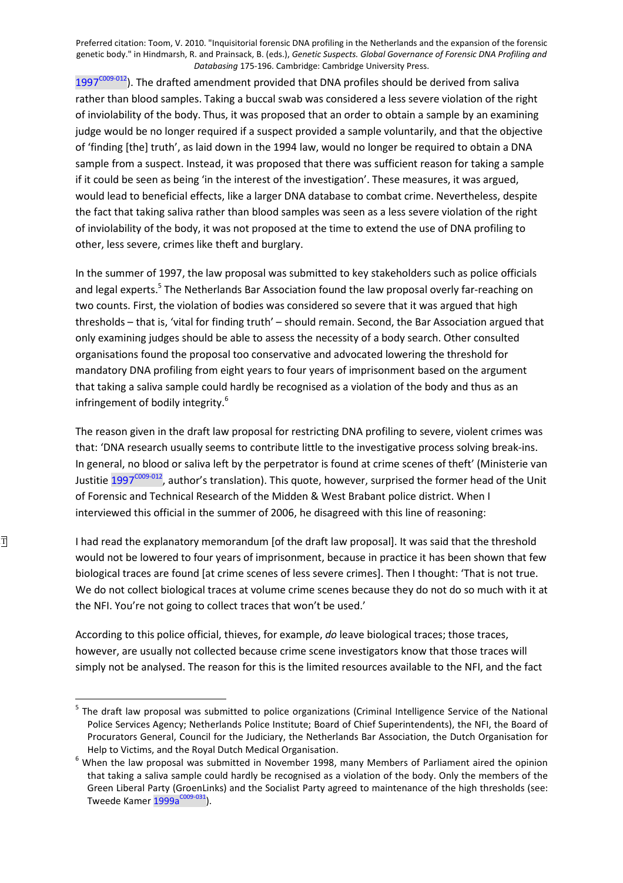1997[C009-012]). The drafted amendment provided that DNA profiles should be derived from saliva rather than blood samples. Taking a buccal swab was considered a less severe violation of the right of inviolability of the body. Thus, it was proposed that an order to obtain a sample by an examining judge would be no longer required if a suspect provided a sample voluntarily, and that the objective of 'finding [the] truth', as laid down in the 1994 law, would no longer be required to obtain a DNA sample from a suspect. Instead, it was proposed that there was sufficient reason for taking a sample if it could be seen as being 'in the interest of the investigation'. These measures, it was argued, would lead to beneficial effects, like a larger DNA database to combat crime. Nevertheless, despite the fact that taking saliva rather than blood samples was seen as a less severe violation of the right of inviolability of the body, it was not proposed at the time to extend the use of DNA profiling to other, less severe, crimes like theft and burglary.

In the summer of 1997, the law proposal was submitted to key stakeholders such as police officials and legal experts.[5] The Netherlands Bar Association found the law proposal overly far-reaching on two counts. First, the violation of bodies was considered so severe that it was argued that high thresholds – that is, 'vital for finding truth' – should remain. Second, the Bar Association argued that only examining judges should be able to assess the necessity of a body search. Other consulted organisations found the proposal too conservative and advocated lowering the threshold for mandatory DNA profiling from eight years to four years of imprisonment based on the argument that taking a saliva sample could hardly be recognised as a violation of the body and thus as an infringement of bodily integrity.[6]

The reason given in the draft law proposal for restricting DNA profiling to severe, violent crimes was that: 'DNA research usually seems to contribute little to the investigative process solving break-ins. In general, no blood or saliva left by the perpetrator is found at crime scenes of theft' (Ministerie van Justitie 1997[C009-012], author's translation). This quote, however, surprised the former head of the Unit of Forensic and Technical Research of the Midden & West Brabant police district. When I interviewed this official in the summer of 2006, he disagreed with this line of reasoning:

> I had read the explanatory memorandum [of the draft law proposal]. It was said that the threshold would not be lowered to four years of imprisonment, because in practice it has been shown that few biological traces are found [at crime scenes of less severe crimes]. Then I thought: 'That is not true. We do not collect biological traces at volume crime scenes because they do not do so much with it at the NFI. You're not going to collect traces that won't be used.'

According to this police official, thieves, for example, *do* leave biological traces; those traces, however, are usually not collected because crime scene investigators know that those traces will simply not be analysed. The reason for this is the limited resources available to the NFI, and the fact

---

[5] The draft law proposal was submitted to police organizations (Criminal Intelligence Service of the National Police Services Agency; Netherlands Police Institute; Board of Chief Superintendents), the NFI, the Board of Procurators General, Council for the Judiciary, the Netherlands Bar Association, the Dutch Organisation for Help to Victims, and the Royal Dutch Medical Organisation.

[6] When the law proposal was submitted in November 1998, many Members of Parliament aired the opinion that taking a saliva sample could hardly be recognised as a violation of the body. Only the members of the Green Liberal Party (GroenLinks) and the Socialist Party agreed to maintenance of the high thresholds (see: Tweede Kamer 1999a[C009-031]).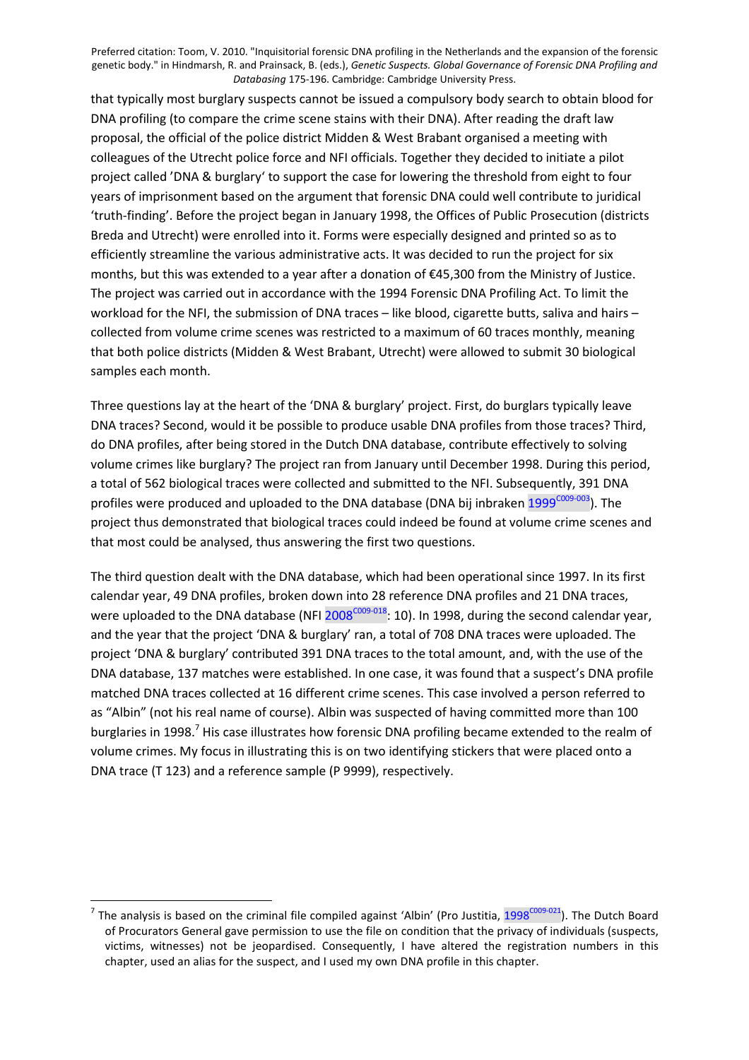that typically most burglary suspects cannot be issued a compulsory body search to obtain blood for DNA profiling (to compare the crime scene stains with their DNA). After reading the draft law proposal, the official of the police district Midden & West Brabant organised a meeting with colleagues of the Utrecht police force and NFI officials. Together they decided to initiate a pilot project called 'DNA & burglary' to support the case for lowering the threshold from eight to four years of imprisonment based on the argument that forensic DNA could well contribute to juridical 'truth-finding'. Before the project began in January 1998, the Offices of Public Prosecution (districts Breda and Utrecht) were enrolled into it. Forms were especially designed and printed so as to efficiently streamline the various administrative acts. It was decided to run the project for six months, but this was extended to a year after a donation of €45,300 from the Ministry of Justice. The project was carried out in accordance with the 1994 Forensic DNA Profiling Act. To limit the workload for the NFI, the submission of DNA traces – like blood, cigarette butts, saliva and hairs – collected from volume crime scenes was restricted to a maximum of 60 traces monthly, meaning that both police districts (Midden & West Brabant, Utrecht) were allowed to submit 30 biological samples each month.

Three questions lay at the heart of the 'DNA & burglary' project. First, do burglars typically leave DNA traces? Second, would it be possible to produce usable DNA profiles from those traces? Third, do DNA profiles, after being stored in the Dutch DNA database, contribute effectively to solving volume crimes like burglary? The project ran from January until December 1998. During this period, a total of 562 biological traces were collected and submitted to the NFI. Subsequently, 391 DNA profiles were produced and uploaded to the DNA database (DNA bij inbraken 1999[C009-003]). The project thus demonstrated that biological traces could indeed be found at volume crime scenes and that most could be analysed, thus answering the first two questions.

The third question dealt with the DNA database, which had been operational since 1997. In its first calendar year, 49 DNA profiles, broken down into 28 reference DNA profiles and 21 DNA traces, were uploaded to the DNA database (NFI 2008[C009-018]: 10). In 1998, during the second calendar year, and the year that the project 'DNA & burglary' ran, a total of 708 DNA traces were uploaded. The project 'DNA & burglary' contributed 391 DNA traces to the total amount, and, with the use of the DNA database, 137 matches were established. In one case, it was found that a suspect's DNA profile matched DNA traces collected at 16 different crime scenes. This case involved a person referred to as "Albin" (not his real name of course). Albin was suspected of having committed more than 100 burglaries in 1998.[7] His case illustrates how forensic DNA profiling became extended to the realm of volume crimes. My focus in illustrating this is on two identifying stickers that were placed onto a DNA trace (T 123) and a reference sample (P 9999), respectively.

[7] The analysis is based on the criminal file compiled against 'Albin' (Pro Justitia, 1998[C009-021]). The Dutch Board of Procurators General gave permission to use the file on condition that the privacy of individuals (suspects, victims, witnesses) not be jeopardised. Consequently, I have altered the registration numbers in this chapter, used an alias for the suspect, and I used my own DNA profile in this chapter.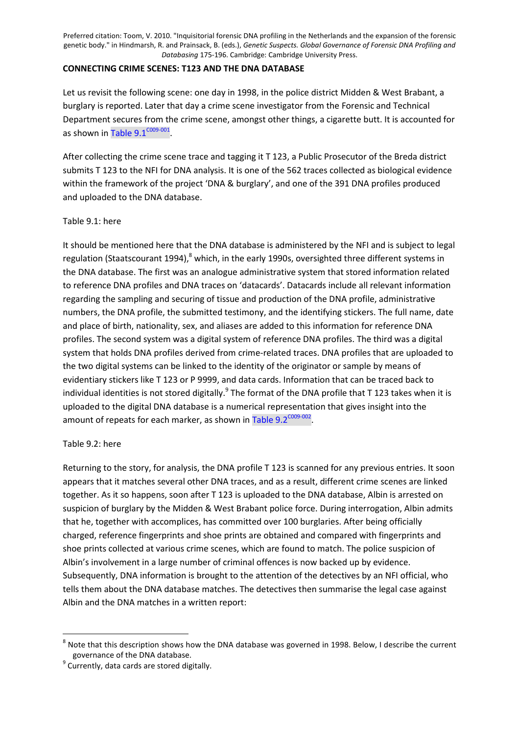Preferred citation: Toom, V. 2010. "Inquisitorial forensic DNA profiling in the Netherlands and the expansion of the forensic genetic body." in Hindmarsh, R. and Prainsack, B. (eds.), *Genetic Suspects. Global Governance of Forensic DNA Profiling and Databasing* 175-196. Cambridge: Cambridge University Press.

**CONNECTING CRIME SCENES: T123 AND THE DNA DATABASE**

Let us revisit the following scene: one day in 1998, in the police district Midden & West Brabant, a burglary is reported. Later that day a crime scene investigator from the Forensic and Technical Department secures from the crime scene, amongst other things, a cigarette butt. It is accounted for as shown in Table 9.1[C009-001].

After collecting the crime scene trace and tagging it T 123, a Public Prosecutor of the Breda district submits T 123 to the NFI for DNA analysis. It is one of the 562 traces collected as biological evidence within the framework of the project 'DNA & burglary', and one of the 391 DNA profiles produced and uploaded to the DNA database.

Table 9.1: here

It should be mentioned here that the DNA database is administered by the NFI and is subject to legal regulation (Staatscourant 1994),[8] which, in the early 1990s, oversighted three different systems in the DNA database. The first was an analogue administrative system that stored information related to reference DNA profiles and DNA traces on 'datacards'. Datacards include all relevant information regarding the sampling and securing of tissue and production of the DNA profile, administrative numbers, the DNA profile, the submitted testimony, and the identifying stickers. The full name, date and place of birth, nationality, sex, and aliases are added to this information for reference DNA profiles. The second system was a digital system of reference DNA profiles. The third was a digital system that holds DNA profiles derived from crime-related traces. DNA profiles that are uploaded to the two digital systems can be linked to the identity of the originator or sample by means of evidentiary stickers like T 123 or P 9999, and data cards. Information that can be traced back to individual identities is not stored digitally.[9] The format of the DNA profile that T 123 takes when it is uploaded to the digital DNA database is a numerical representation that gives insight into the amount of repeats for each marker, as shown in Table 9.2[C009-002].

Table 9.2: here

Returning to the story, for analysis, the DNA profile T 123 is scanned for any previous entries. It soon appears that it matches several other DNA traces, and as a result, different crime scenes are linked together. As it so happens, soon after T 123 is uploaded to the DNA database, Albin is arrested on suspicion of burglary by the Midden & West Brabant police force. During interrogation, Albin admits that he, together with accomplices, has committed over 100 burglaries. After being officially charged, reference fingerprints and shoe prints are obtained and compared with fingerprints and shoe prints collected at various crime scenes, which are found to match. The police suspicion of Albin's involvement in a large number of criminal offences is now backed up by evidence. Subsequently, DNA information is brought to the attention of the detectives by an NFI official, who tells them about the DNA database matches. The detectives then summarise the legal case against Albin and the DNA matches in a written report:

---

[8] Note that this description shows how the DNA database was governed in 1998. Below, I describe the current governance of the DNA database.

[9] Currently, data cards are stored digitally.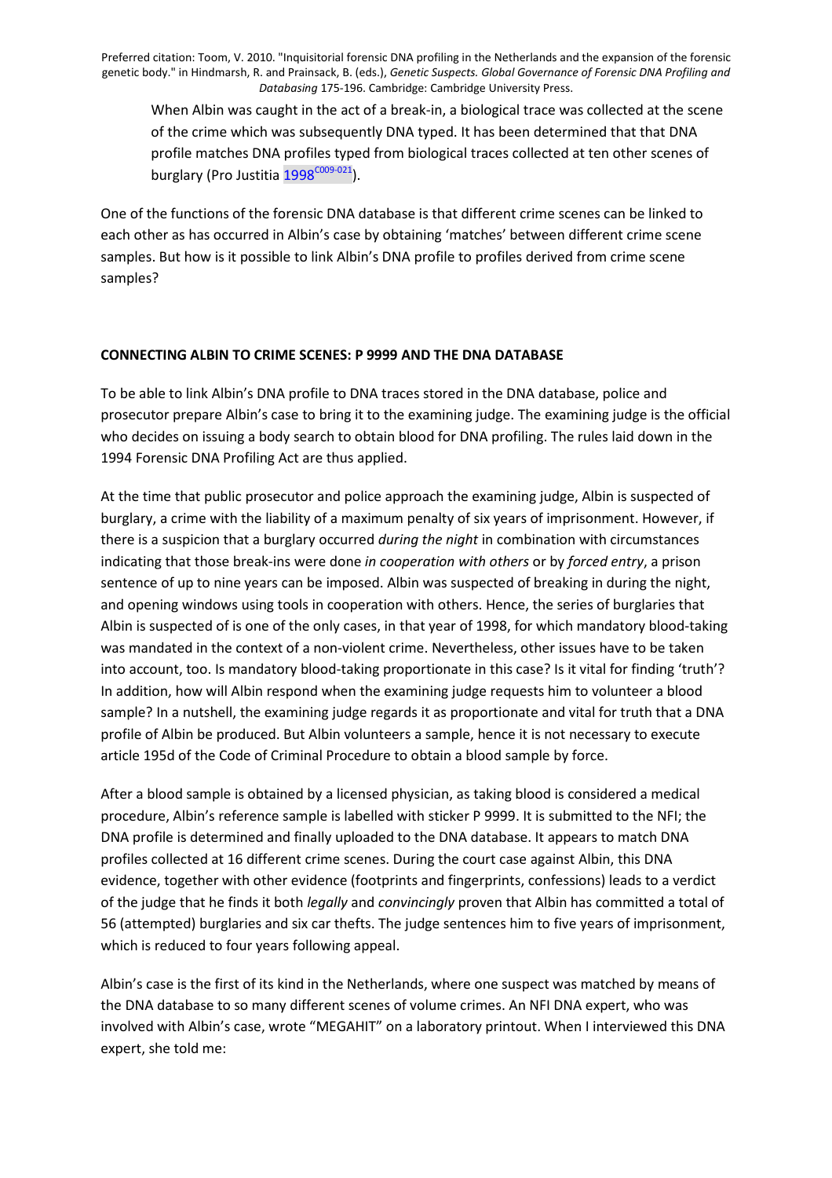> When Albin was caught in the act of a break-in, a biological trace was collected at the scene of the crime which was subsequently DNA typed. It has been determined that that DNA profile matches DNA profiles typed from biological traces collected at ten other scenes of burglary (Pro Justitia 1998[C009-021]).

One of the functions of the forensic DNA database is that different crime scenes can be linked to each other as has occurred in Albin's case by obtaining 'matches' between different crime scene samples. But how is it possible to link Albin's DNA profile to profiles derived from crime scene samples?

**CONNECTING ALBIN TO CRIME SCENES: P 9999 AND THE DNA DATABASE**

To be able to link Albin's DNA profile to DNA traces stored in the DNA database, police and prosecutor prepare Albin's case to bring it to the examining judge. The examining judge is the official who decides on issuing a body search to obtain blood for DNA profiling. The rules laid down in the 1994 Forensic DNA Profiling Act are thus applied.

At the time that public prosecutor and police approach the examining judge, Albin is suspected of burglary, a crime with the liability of a maximum penalty of six years of imprisonment. However, if there is a suspicion that a burglary occurred *during the night* in combination with circumstances indicating that those break-ins were done *in cooperation with others* or by *forced entry*, a prison sentence of up to nine years can be imposed. Albin was suspected of breaking in during the night, and opening windows using tools in cooperation with others. Hence, the series of burglaries that Albin is suspected of is one of the only cases, in that year of 1998, for which mandatory blood-taking was mandated in the context of a non-violent crime. Nevertheless, other issues have to be taken into account, too. Is mandatory blood-taking proportionate in this case? Is it vital for finding 'truth'? In addition, how will Albin respond when the examining judge requests him to volunteer a blood sample? In a nutshell, the examining judge regards it as proportionate and vital for truth that a DNA profile of Albin be produced. But Albin volunteers a sample, hence it is not necessary to execute article 195d of the Code of Criminal Procedure to obtain a blood sample by force.

After a blood sample is obtained by a licensed physician, as taking blood is considered a medical procedure, Albin's reference sample is labelled with sticker P 9999. It is submitted to the NFI; the DNA profile is determined and finally uploaded to the DNA database. It appears to match DNA profiles collected at 16 different crime scenes. During the court case against Albin, this DNA evidence, together with other evidence (footprints and fingerprints, confessions) leads to a verdict of the judge that he finds it both *legally* and *convincingly* proven that Albin has committed a total of 56 (attempted) burglaries and six car thefts. The judge sentences him to five years of imprisonment, which is reduced to four years following appeal.

Albin's case is the first of its kind in the Netherlands, where one suspect was matched by means of the DNA database to so many different scenes of volume crimes. An NFI DNA expert, who was involved with Albin's case, wrote "MEGAHIT" on a laboratory printout. When I interviewed this DNA expert, she told me: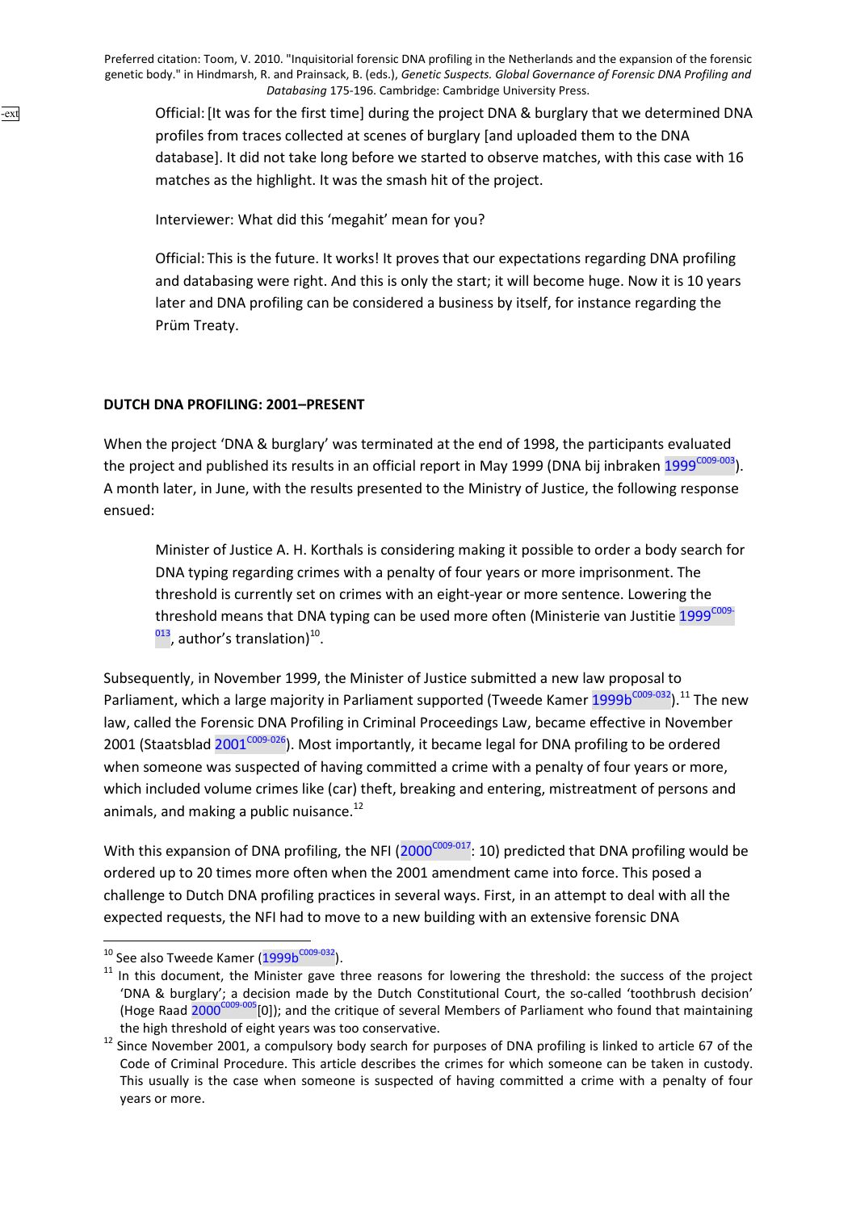Official: [It was for the first time] during the project DNA & burglary that we determined DNA profiles from traces collected at scenes of burglary [and uploaded them to the DNA database]. It did not take long before we started to observe matches, with this case with 16 matches as the highlight. It was the smash hit of the project.

Interviewer: What did this 'megahit' mean for you?

Official: This is the future. It works! It proves that our expectations regarding DNA profiling and databasing were right. And this is only the start; it will become huge. Now it is 10 years later and DNA profiling can be considered a business by itself, for instance regarding the Prüm Treaty.

## DUTCH DNA PROFILING: 2001–PRESENT

When the project 'DNA & burglary' was terminated at the end of 1998, the participants evaluated the project and published its results in an official report in May 1999 (DNA bij inbraken 1999[C009-003]). A month later, in June, with the results presented to the Ministry of Justice, the following response ensued:

> Minister of Justice A. H. Korthals is considering making it possible to order a body search for DNA typing regarding crimes with a penalty of four years or more imprisonment. The threshold is currently set on crimes with an eight-year or more sentence. Lowering the threshold means that DNA typing can be used more often (Ministerie van Justitie 1999[C009-013], author's translation)[10].

Subsequently, in November 1999, the Minister of Justice submitted a new law proposal to Parliament, which a large majority in Parliament supported (Tweede Kamer 1999b[C009-032]).[11] The new law, called the Forensic DNA Profiling in Criminal Proceedings Law, became effective in November 2001 (Staatsblad 2001[C009-026]). Most importantly, it became legal for DNA profiling to be ordered when someone was suspected of having committed a crime with a penalty of four years or more, which included volume crimes like (car) theft, breaking and entering, mistreatment of persons and animals, and making a public nuisance.[12]

With this expansion of DNA profiling, the NFI (2000[C009-017]: 10) predicted that DNA profiling would be ordered up to 20 times more often when the 2001 amendment came into force. This posed a challenge to Dutch DNA profiling practices in several ways. First, in an attempt to deal with all the expected requests, the NFI had to move to a new building with an extensive forensic DNA

---

[10] See also Tweede Kamer (1999b[C009-032]).

[11] In this document, the Minister gave three reasons for lowering the threshold: the success of the project 'DNA & burglary'; a decision made by the Dutch Constitutional Court, the so-called 'toothbrush decision' (Hoge Raad 2000[C009-005][0]); and the critique of several Members of Parliament who found that maintaining the high threshold of eight years was too conservative.

[12] Since November 2001, a compulsory body search for purposes of DNA profiling is linked to article 67 of the Code of Criminal Procedure. This article describes the crimes for which someone can be taken in custody. This usually is the case when someone is suspected of having committed a crime with a penalty of four years or more.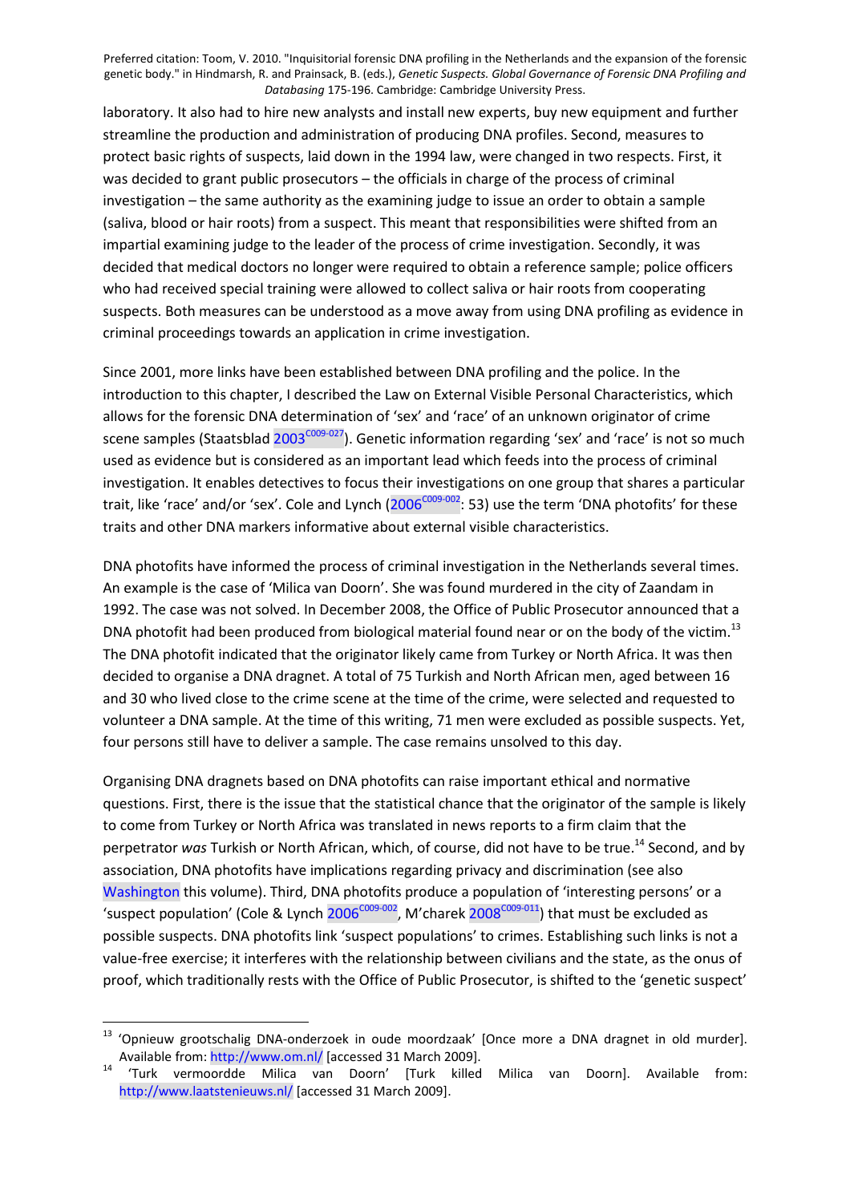laboratory. It also had to hire new analysts and install new experts, buy new equipment and further streamline the production and administration of producing DNA profiles. Second, measures to protect basic rights of suspects, laid down in the 1994 law, were changed in two respects. First, it was decided to grant public prosecutors – the officials in charge of the process of criminal investigation – the same authority as the examining judge to issue an order to obtain a sample (saliva, blood or hair roots) from a suspect. This meant that responsibilities were shifted from an impartial examining judge to the leader of the process of crime investigation. Secondly, it was decided that medical doctors no longer were required to obtain a reference sample; police officers who had received special training were allowed to collect saliva or hair roots from cooperating suspects. Both measures can be understood as a move away from using DNA profiling as evidence in criminal proceedings towards an application in crime investigation.

Since 2001, more links have been established between DNA profiling and the police. In the introduction to this chapter, I described the Law on External Visible Personal Characteristics, which allows for the forensic DNA determination of 'sex' and 'race' of an unknown originator of crime scene samples (Staatsblad 2003[C009-027]). Genetic information regarding 'sex' and 'race' is not so much used as evidence but is considered as an important lead which feeds into the process of criminal investigation. It enables detectives to focus their investigations on one group that shares a particular trait, like 'race' and/or 'sex'. Cole and Lynch (2006[C009-002]: 53) use the term 'DNA photofits' for these traits and other DNA markers informative about external visible characteristics.

DNA photofits have informed the process of criminal investigation in the Netherlands several times. An example is the case of 'Milica van Doorn'. She was found murdered in the city of Zaandam in 1992. The case was not solved. In December 2008, the Office of Public Prosecutor announced that a DNA photofit had been produced from biological material found near or on the body of the victim.[13] The DNA photofit indicated that the originator likely came from Turkey or North Africa. It was then decided to organise a DNA dragnet. A total of 75 Turkish and North African men, aged between 16 and 30 who lived close to the crime scene at the time of the crime, were selected and requested to volunteer a DNA sample. At the time of this writing, 71 men were excluded as possible suspects. Yet, four persons still have to deliver a sample. The case remains unsolved to this day.

Organising DNA dragnets based on DNA photofits can raise important ethical and normative questions. First, there is the issue that the statistical chance that the originator of the sample is likely to come from Turkey or North Africa was translated in news reports to a firm claim that the perpetrator *was* Turkish or North African, which, of course, did not have to be true.[14] Second, and by association, DNA photofits have implications regarding privacy and discrimination (see also Washington this volume). Third, DNA photofits produce a population of 'interesting persons' or a 'suspect population' (Cole & Lynch 2006[C009-002], M'charek 2008[C009-011]) that must be excluded as possible suspects. DNA photofits link 'suspect populations' to crimes. Establishing such links is not a value-free exercise; it interferes with the relationship between civilians and the state, as the onus of proof, which traditionally rests with the Office of Public Prosecutor, is shifted to the 'genetic suspect'

---

[13] 'Opnieuw grootschalig DNA-onderzoek in oude moordzaak' [Once more a DNA dragnet in old murder]. Available from: http://www.om.nl/ [accessed 31 March 2009].

[14] 'Turk vermoordde Milica van Doorn' [Turk killed Milica van Doorn]. Available from: http://www.laatstenieuws.nl/ [accessed 31 March 2009].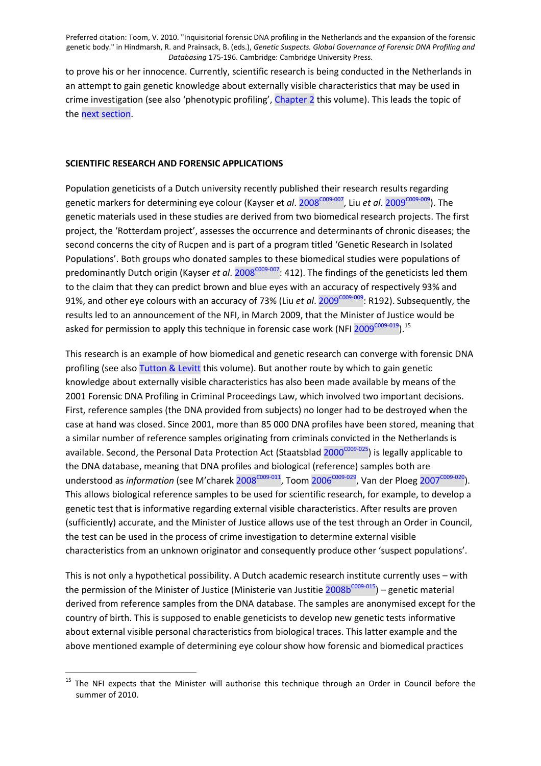to prove his or her innocence. Currently, scientific research is being conducted in the Netherlands in an attempt to gain genetic knowledge about externally visible characteristics that may be used in crime investigation (see also 'phenotypic profiling', Chapter 2 this volume). This leads the topic of the next section.

## SCIENTIFIC RESEARCH AND FORENSIC APPLICATIONS

Population geneticists of a Dutch university recently published their research results regarding genetic markers for determining eye colour (Kayser et *al*. 2008[C009-007], Liu *et al*. 2009[C009-009]). The genetic materials used in these studies are derived from two biomedical research projects. The first project, the 'Rotterdam project', assesses the occurrence and determinants of chronic diseases; the second concerns the city of Rucpen and is part of a program titled 'Genetic Research in Isolated Populations'. Both groups who donated samples to these biomedical studies were populations of predominantly Dutch origin (Kayser *et al*. 2008[C009-007]: 412). The findings of the geneticists led them to the claim that they can predict brown and blue eyes with an accuracy of respectively 93% and 91%, and other eye colours with an accuracy of 73% (Liu *et al*. 2009[C009-009]: R192). Subsequently, the results led to an announcement of the NFI, in March 2009, that the Minister of Justice would be asked for permission to apply this technique in forensic case work (NFI 2009[C009-019]).[15]

This research is an example of how biomedical and genetic research can converge with forensic DNA profiling (see also Tutton & Levitt this volume). But another route by which to gain genetic knowledge about externally visible characteristics has also been made available by means of the 2001 Forensic DNA Profiling in Criminal Proceedings Law, which involved two important decisions. First, reference samples (the DNA provided from subjects) no longer had to be destroyed when the case at hand was closed. Since 2001, more than 85 000 DNA profiles have been stored, meaning that a similar number of reference samples originating from criminals convicted in the Netherlands is available. Second, the Personal Data Protection Act (Staatsblad 2000[C009-025]) is legally applicable to the DNA database, meaning that DNA profiles and biological (reference) samples both are understood as *information* (see M'charek 2008[C009-011], Toom 2006[C009-029], Van der Ploeg 2007[C009-020]). This allows biological reference samples to be used for scientific research, for example, to develop a genetic test that is informative regarding external visible characteristics. After results are proven (sufficiently) accurate, and the Minister of Justice allows use of the test through an Order in Council, the test can be used in the process of crime investigation to determine external visible characteristics from an unknown originator and consequently produce other 'suspect populations'.

This is not only a hypothetical possibility. A Dutch academic research institute currently uses – with the permission of the Minister of Justice (Ministerie van Justitie 2008b[C009-015]) – genetic material derived from reference samples from the DNA database. The samples are anonymised except for the country of birth. This is supposed to enable geneticists to develop new genetic tests informative about external visible personal characteristics from biological traces. This latter example and the above mentioned example of determining eye colour show how forensic and biomedical practices

---

[15] The NFI expects that the Minister will authorise this technique through an Order in Council before the summer of 2010.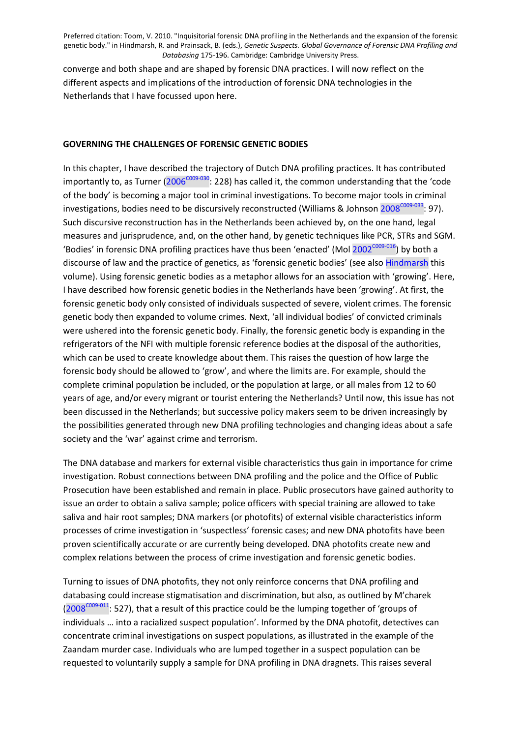converge and both shape and are shaped by forensic DNA practices. I will now reflect on the different aspects and implications of the introduction of forensic DNA technologies in the Netherlands that I have focussed upon here.

## GOVERNING THE CHALLENGES OF FORENSIC GENETIC BODIES

In this chapter, I have described the trajectory of Dutch DNA profiling practices. It has contributed importantly to, as Turner (2006[C009-030]: 228) has called it, the common understanding that the 'code of the body' is becoming a major tool in criminal investigations. To become major tools in criminal investigations, bodies need to be discursively reconstructed (Williams & Johnson 2008[C009-033]: 97). Such discursive reconstruction has in the Netherlands been achieved by, on the one hand, legal measures and jurisprudence, and, on the other hand, by genetic techniques like PCR, STRs and SGM. 'Bodies' in forensic DNA profiling practices have thus been 'enacted' (Mol 2002[C009-016]) by both a discourse of law and the practice of genetics, as 'forensic genetic bodies' (see also Hindmarsh this volume). Using forensic genetic bodies as a metaphor allows for an association with 'growing'. Here, I have described how forensic genetic bodies in the Netherlands have been 'growing'. At first, the forensic genetic body only consisted of individuals suspected of severe, violent crimes. The forensic genetic body then expanded to volume crimes. Next, 'all individual bodies' of convicted criminals were ushered into the forensic genetic body. Finally, the forensic genetic body is expanding in the refrigerators of the NFI with multiple forensic reference bodies at the disposal of the authorities, which can be used to create knowledge about them. This raises the question of how large the forensic body should be allowed to 'grow', and where the limits are. For example, should the complete criminal population be included, or the population at large, or all males from 12 to 60 years of age, and/or every migrant or tourist entering the Netherlands? Until now, this issue has not been discussed in the Netherlands; but successive policy makers seem to be driven increasingly by the possibilities generated through new DNA profiling technologies and changing ideas about a safe society and the 'war' against crime and terrorism.

The DNA database and markers for external visible characteristics thus gain in importance for crime investigation. Robust connections between DNA profiling and the police and the Office of Public Prosecution have been established and remain in place. Public prosecutors have gained authority to issue an order to obtain a saliva sample; police officers with special training are allowed to take saliva and hair root samples; DNA markers (or photofits) of external visible characteristics inform processes of crime investigation in 'suspectless' forensic cases; and new DNA photofits have been proven scientifically accurate or are currently being developed. DNA photofits create new and complex relations between the process of crime investigation and forensic genetic bodies.

Turning to issues of DNA photofits, they not only reinforce concerns that DNA profiling and databasing could increase stigmatisation and discrimination, but also, as outlined by M'charek (2008[C009-011]: 527), that a result of this practice could be the lumping together of 'groups of individuals … into a racialized suspect population'. Informed by the DNA photofit, detectives can concentrate criminal investigations on suspect populations, as illustrated in the example of the Zaandam murder case. Individuals who are lumped together in a suspect population can be requested to voluntarily supply a sample for DNA profiling in DNA dragnets. This raises several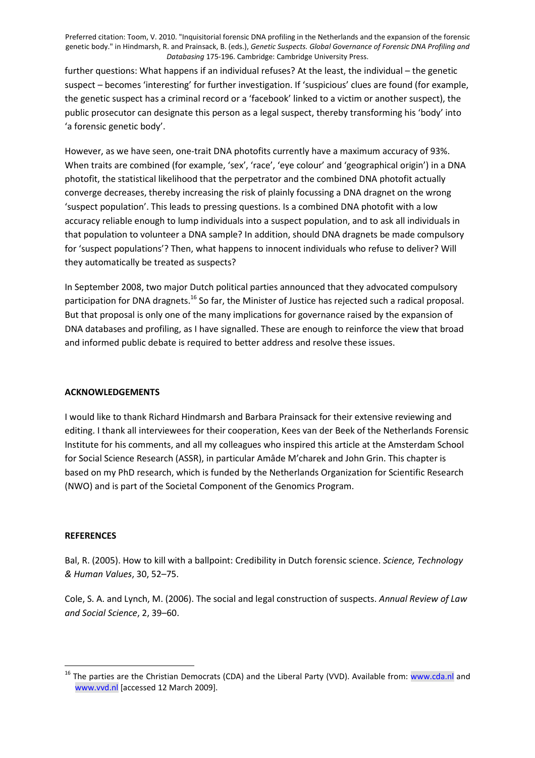further questions: What happens if an individual refuses? At the least, the individual – the genetic suspect – becomes 'interesting' for further investigation. If 'suspicious' clues are found (for example, the genetic suspect has a criminal record or a 'facebook' linked to a victim or another suspect), the public prosecutor can designate this person as a legal suspect, thereby transforming his 'body' into 'a forensic genetic body'.

However, as we have seen, one-trait DNA photofits currently have a maximum accuracy of 93%. When traits are combined (for example, 'sex', 'race', 'eye colour' and 'geographical origin') in a DNA photofit, the statistical likelihood that the perpetrator and the combined DNA photofit actually converge decreases, thereby increasing the risk of plainly focussing a DNA dragnet on the wrong 'suspect population'. This leads to pressing questions. Is a combined DNA photofit with a low accuracy reliable enough to lump individuals into a suspect population, and to ask all individuals in that population to volunteer a DNA sample? In addition, should DNA dragnets be made compulsory for 'suspect populations'? Then, what happens to innocent individuals who refuse to deliver? Will they automatically be treated as suspects?

In September 2008, two major Dutch political parties announced that they advocated compulsory participation for DNA dragnets.[16] So far, the Minister of Justice has rejected such a radical proposal. But that proposal is only one of the many implications for governance raised by the expansion of DNA databases and profiling, as I have signalled. These are enough to reinforce the view that broad and informed public debate is required to better address and resolve these issues.

## ACKNOWLEDGEMENTS

I would like to thank Richard Hindmarsh and Barbara Prainsack for their extensive reviewing and editing. I thank all interviewees for their cooperation, Kees van der Beek of the Netherlands Forensic Institute for his comments, and all my colleagues who inspired this article at the Amsterdam School for Social Science Research (ASSR), in particular Amâde M'charek and John Grin. This chapter is based on my PhD research, which is funded by the Netherlands Organization for Scientific Research (NWO) and is part of the Societal Component of the Genomics Program.

## REFERENCES

Bal, R. (2005). How to kill with a ballpoint: Credibility in Dutch forensic science. *Science, Technology & Human Values*, 30, 52–75.

Cole, S. A. and Lynch, M. (2006). The social and legal construction of suspects. *Annual Review of Law and Social Science*, 2, 39–60.

---

[16] The parties are the Christian Democrats (CDA) and the Liberal Party (VVD). Available from: www.cda.nl and www.vvd.nl [accessed 12 March 2009].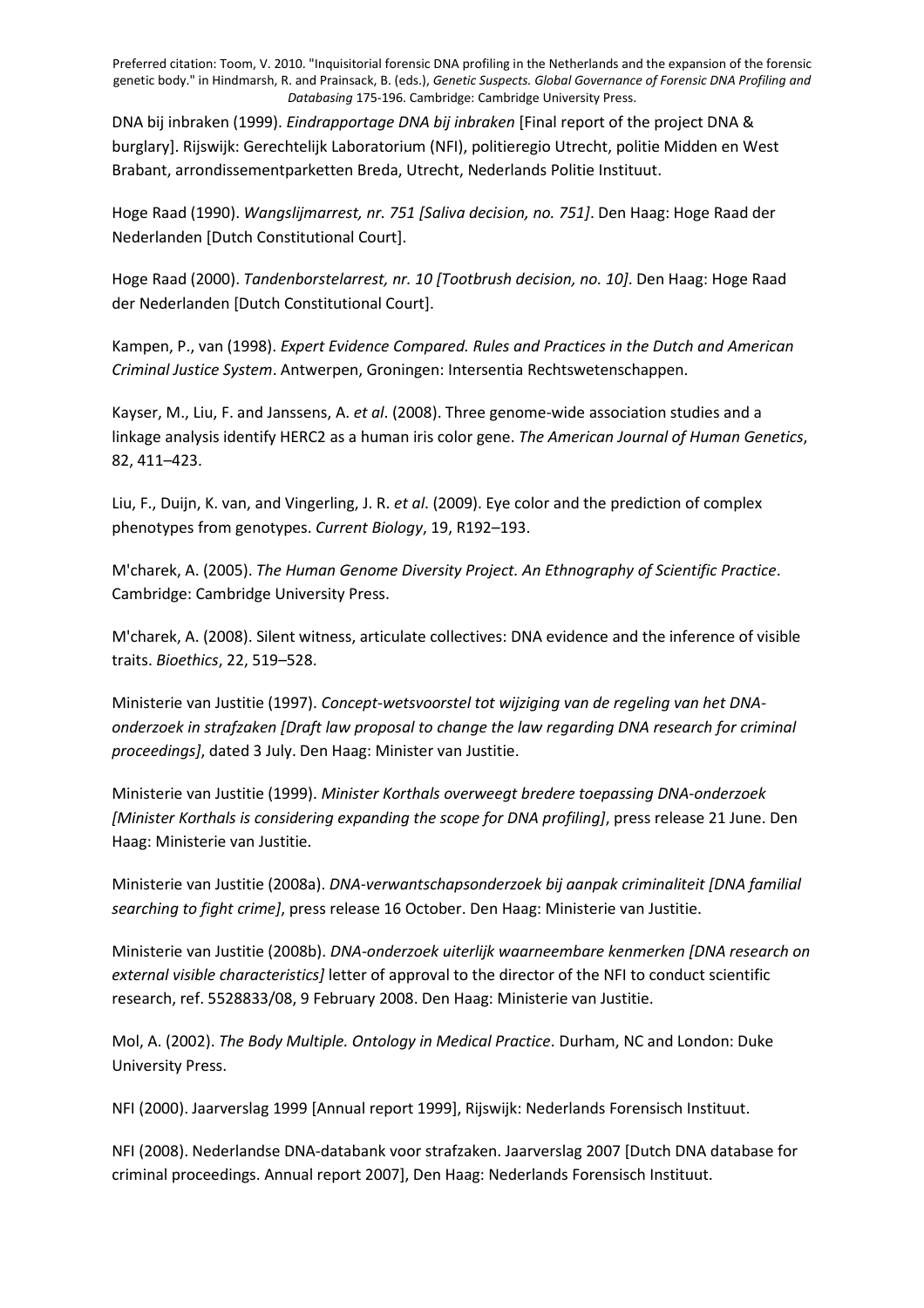DNA bij inbraken (1999). *Eindrapportage DNA bij inbraken* [Final report of the project DNA & burglary]. Rijswijk: Gerechtelijk Laboratorium (NFI), politieregio Utrecht, politie Midden en West Brabant, arrondissementparketten Breda, Utrecht, Nederlands Politie Instituut.

Hoge Raad (1990). *Wangslijmarrest, nr. 751 [Saliva decision, no. 751]*. Den Haag: Hoge Raad der Nederlanden [Dutch Constitutional Court].

Hoge Raad (2000). *Tandenborstelarrest, nr. 10 [Tootbrush decision, no. 10]*. Den Haag: Hoge Raad der Nederlanden [Dutch Constitutional Court].

Kampen, P., van (1998). *Expert Evidence Compared. Rules and Practices in the Dutch and American Criminal Justice System*. Antwerpen, Groningen: Intersentia Rechtswetenschappen.

Kayser, M., Liu, F. and Janssens, A. *et al*. (2008). Three genome-wide association studies and a linkage analysis identify HERC2 as a human iris color gene. *The American Journal of Human Genetics*, 82, 411–423.

Liu, F., Duijn, K. van, and Vingerling, J. R. *et al*. (2009). Eye color and the prediction of complex phenotypes from genotypes. *Current Biology*, 19, R192–193.

M'charek, A. (2005). *The Human Genome Diversity Project. An Ethnography of Scientific Practice*. Cambridge: Cambridge University Press.

M'charek, A. (2008). Silent witness, articulate collectives: DNA evidence and the inference of visible traits. *Bioethics*, 22, 519–528.

Ministerie van Justitie (1997). *Concept-wetsvoorstel tot wijziging van de regeling van het DNA-onderzoek in strafzaken [Draft law proposal to change the law regarding DNA research for criminal proceedings]*, dated 3 July. Den Haag: Minister van Justitie.

Ministerie van Justitie (1999). *Minister Korthals overweegt bredere toepassing DNA-onderzoek [Minister Korthals is considering expanding the scope for DNA profiling]*, press release 21 June. Den Haag: Ministerie van Justitie.

Ministerie van Justitie (2008a). *DNA-verwantschapsonderzoek bij aanpak criminaliteit [DNA familial searching to fight crime]*, press release 16 October. Den Haag: Ministerie van Justitie.

Ministerie van Justitie (2008b). *DNA-onderzoek uiterlijk waarneembare kenmerken [DNA research on external visible characteristics]* letter of approval to the director of the NFI to conduct scientific research, ref. 5528833/08, 9 February 2008. Den Haag: Ministerie van Justitie.

Mol, A. (2002). *The Body Multiple. Ontology in Medical Practice*. Durham, NC and London: Duke University Press.

NFI (2000). Jaarverslag 1999 [Annual report 1999], Rijswijk: Nederlands Forensisch Instituut.

NFI (2008). Nederlandse DNA-databank voor strafzaken. Jaarverslag 2007 [Dutch DNA database for criminal proceedings. Annual report 2007], Den Haag: Nederlands Forensisch Instituut.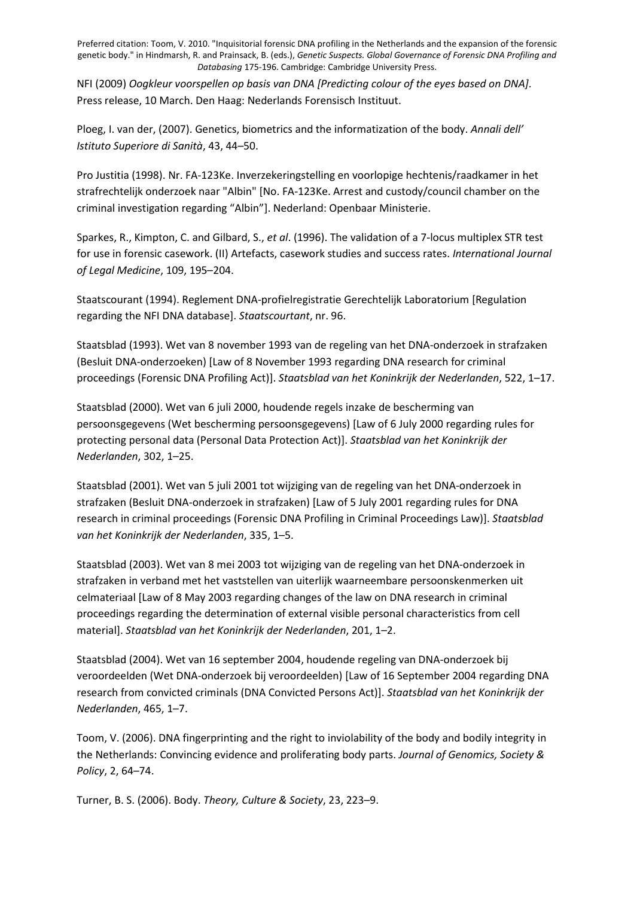NFI (2009) *Oogkleur voorspellen op basis van DNA [Predicting colour of the eyes based on DNA]*. Press release, 10 March. Den Haag: Nederlands Forensisch Instituut.

Ploeg, I. van der, (2007). Genetics, biometrics and the informatization of the body. *Annali dell' Istituto Superiore di Sanità*, 43, 44–50.

Pro Justitia (1998). Nr. FA-123Ke. Inverzekeringstelling en voorlopige hechtenis/raadkamer in het strafrechtelijk onderzoek naar "Albin" [No. FA-123Ke. Arrest and custody/council chamber on the criminal investigation regarding "Albin"]. Nederland: Openbaar Ministerie.

Sparkes, R., Kimpton, C. and Gilbard, S., *et al*. (1996). The validation of a 7-locus multiplex STR test for use in forensic casework. (II) Artefacts, casework studies and success rates. *International Journal of Legal Medicine*, 109, 195–204.

Staatscourant (1994). Reglement DNA-profielregistratie Gerechtelijk Laboratorium [Regulation regarding the NFI DNA database]. *Staatscourtant*, nr. 96.

Staatsblad (1993). Wet van 8 november 1993 van de regeling van het DNA-onderzoek in strafzaken (Besluit DNA-onderzoeken) [Law of 8 November 1993 regarding DNA research for criminal proceedings (Forensic DNA Profiling Act)]. *Staatsblad van het Koninkrijk der Nederlanden*, 522, 1–17.

Staatsblad (2000). Wet van 6 juli 2000, houdende regels inzake de bescherming van persoonsgegevens (Wet bescherming persoonsgegevens) [Law of 6 July 2000 regarding rules for protecting personal data (Personal Data Protection Act)]. *Staatsblad van het Koninkrijk der Nederlanden*, 302, 1–25.

Staatsblad (2001). Wet van 5 juli 2001 tot wijziging van de regeling van het DNA-onderzoek in strafzaken (Besluit DNA-onderzoek in strafzaken) [Law of 5 July 2001 regarding rules for DNA research in criminal proceedings (Forensic DNA Profiling in Criminal Proceedings Law)]. *Staatsblad van het Koninkrijk der Nederlanden*, 335, 1–5.

Staatsblad (2003). Wet van 8 mei 2003 tot wijziging van de regeling van het DNA-onderzoek in strafzaken in verband met het vaststellen van uiterlijk waarneembare persoonskenmerken uit celmateriaal [Law of 8 May 2003 regarding changes of the law on DNA research in criminal proceedings regarding the determination of external visible personal characteristics from cell material]. *Staatsblad van het Koninkrijk der Nederlanden*, 201, 1–2.

Staatsblad (2004). Wet van 16 september 2004, houdende regeling van DNA-onderzoek bij veroordeelden (Wet DNA-onderzoek bij veroordeelden) [Law of 16 September 2004 regarding DNA research from convicted criminals (DNA Convicted Persons Act)]. *Staatsblad van het Koninkrijk der Nederlanden*, 465, 1–7.

Toom, V. (2006). DNA fingerprinting and the right to inviolability of the body and bodily integrity in the Netherlands: Convincing evidence and proliferating body parts. *Journal of Genomics, Society & Policy*, 2, 64–74.

Turner, B. S. (2006). Body. *Theory, Culture & Society*, 23, 223–9.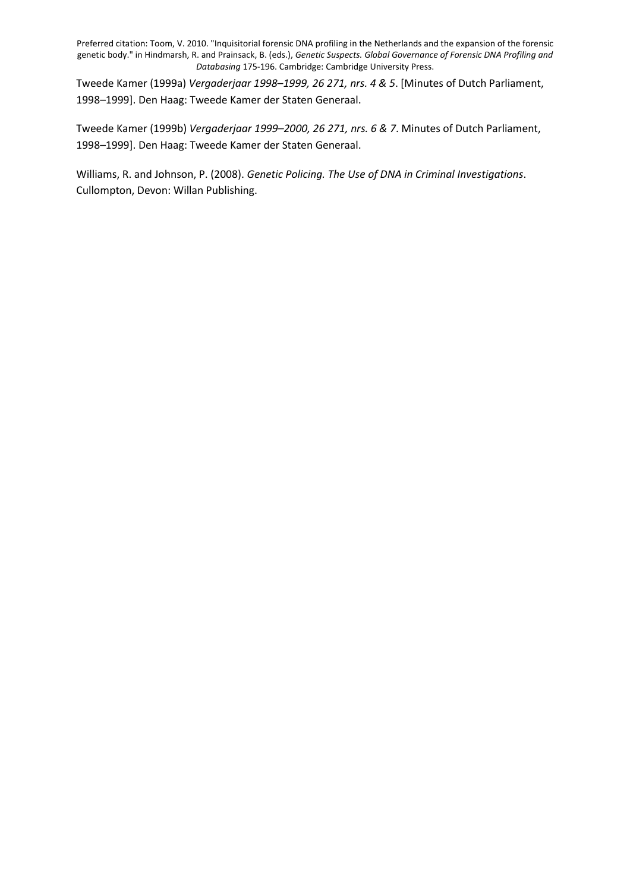Tweede Kamer (1999a) *Vergaderjaar 1998–1999, 26 271, nrs. 4 & 5*. [Minutes of Dutch Parliament, 1998–1999]. Den Haag: Tweede Kamer der Staten Generaal.

Tweede Kamer (1999b) *Vergaderjaar 1999–2000, 26 271, nrs. 6 & 7*. Minutes of Dutch Parliament, 1998–1999]. Den Haag: Tweede Kamer der Staten Generaal.

Williams, R. and Johnson, P. (2008). *Genetic Policing. The Use of DNA in Criminal Investigations*. Cullompton, Devon: Willan Publishing.